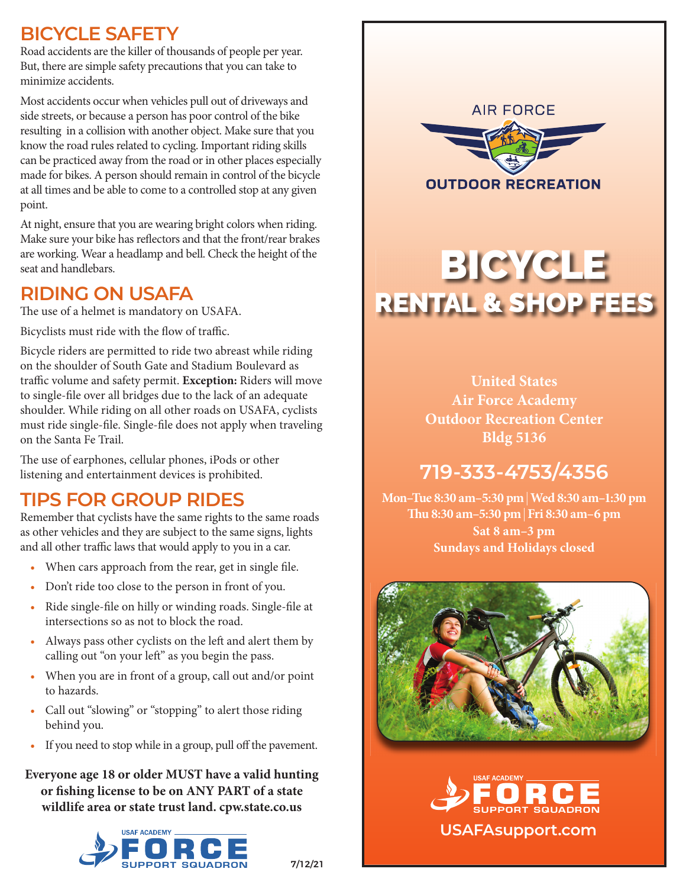## BICYCLE SAFETY

Road accidents are the killer of thousands of people per year. But, there are simple safety precautions that you can take to minimize accidents.

Most accidents occur when vehicles pull out of driveways and side streets, or because a person has poor control of the bike resulting in a collision with another object. Make sure that you know the road rules related to cycling. Important riding skills can be practiced away from the road or in other places especially made for bikes. A person should remain in control of the bicycle at all times and be able to come to a controlled stop at any given point.

At night, ensure that you are wearing bright colors when riding. Make sure your bike has reflectors and that the front/rear brakes are working. Wear a headlamp and bell. Check the height of the seat and handlebars.

## RIDING ON USAFA

The use of a helmet is mandatory on USAFA.

Bicyclists must ride with the flow of traffic.

Bicycle riders are permitted to ride two abreast while riding on the shoulder of South Gate and Stadium Boulevard as traffic volume and safety permit. **Exception:** Riders will move to single-file over all bridges due to the lack of an adequate shoulder. While riding on all other roads on USAFA, cyclists must ride single-file. Single-file does not apply when traveling on the Santa Fe Trail.

The use of earphones, cellular phones, iPods or other listening and entertainment devices is prohibited.

## TIPS FOR GROUP RIDES

Remember that cyclists have the same rights to the same roads as other vehicles and they are subject to the same signs, lights and all other traffic laws that would apply to you in a car.

- When cars approach from the rear, get in single file.
- Don't ride too close to the person in front of you.
- Ride single-file on hilly or winding roads. Single-file at intersections so as not to block the road.
- Always pass other cyclists on the left and alert them by calling out "on your left" as you begin the pass.
- When you are in front of a group, call out and/or point to hazards.
- Call out "slowing" or "stopping" to alert those riding behind you.
- If you need to stop while in a group, pull off the pavement.

**Everyone age 18 or older MUST have a valid hunting or fishing license to be on ANY PART of a state wildlife area or state trust land. cpw.state.co.us**

USAF ACADEMY FORCE SUPPORT SQUADRON

7/12/21

AIR FORCE OUTDOOR RECREATION

# BICYCLE RENTAL & SHOP FEES

**United States Air Force Academy Outdoor Recreation Center Bldg 5136**

## 719-333-4753/4356

**Mon–Tue 8:30 am–5:30 pm | Wed 8:30 am–1:30 pm**
**Thu 8:30 am–5:30 pm | Fri 8:30 am–6 pm**
**Sat 8 am–3 pm**
**Sundays and Holidays closed**

USAF ACADEMY FORCE SUPPORT SQUADRON

**USAFAsupport.com**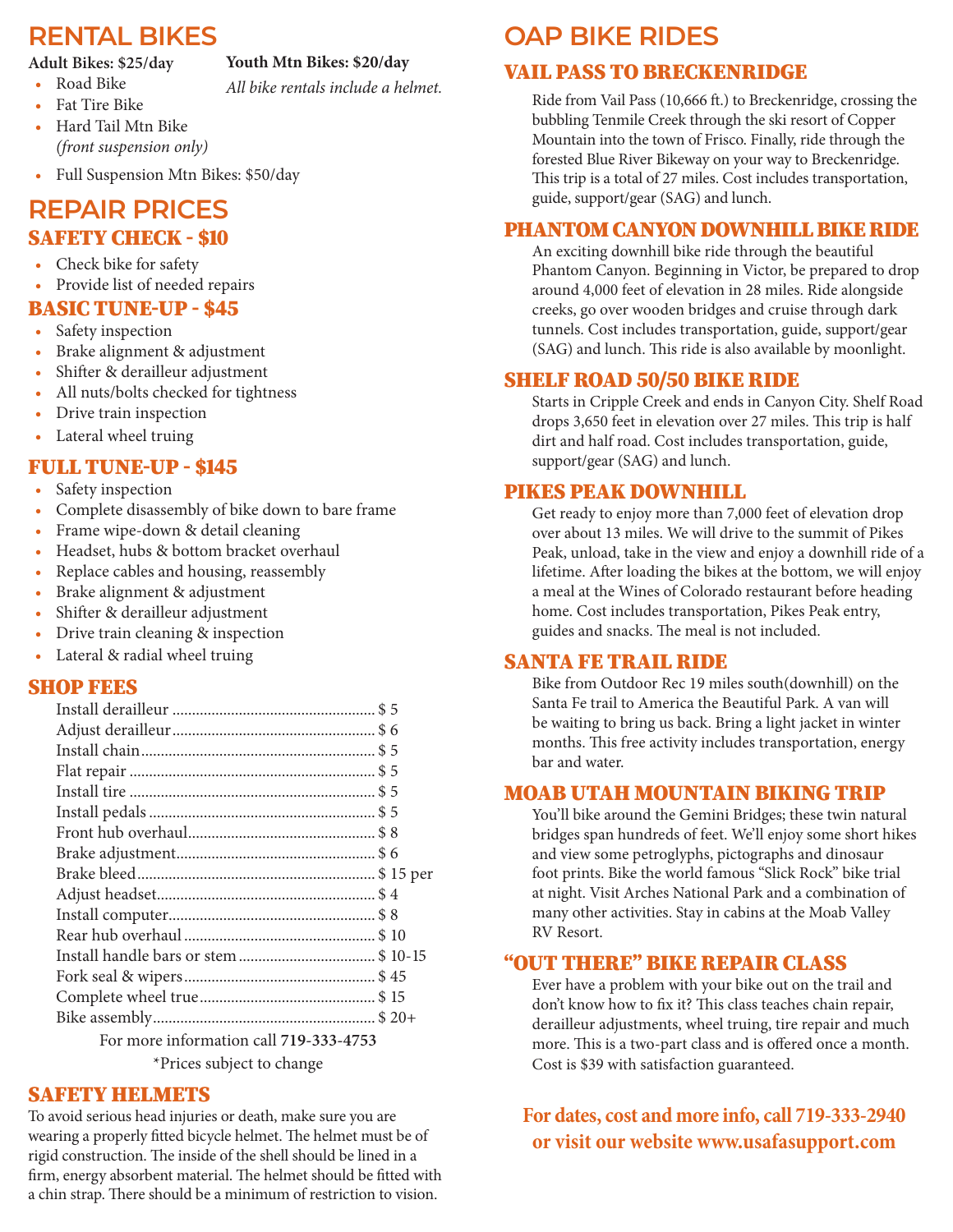# RENTAL BIKES

**Adult Bikes: $25/day**

- Road Bike
- Fat Tire Bike
- Hard Tail Mtn Bike *(front suspension only)*
- Full Suspension Mtn Bikes: $50/day

**Youth Mtn Bikes: $20/day**

*All bike rentals include a helmet.*

# REPAIR PRICES

## SAFETY CHECK - $10

- Check bike for safety
- Provide list of needed repairs

## BASIC TUNE-UP - $45

- Safety inspection
- Brake alignment & adjustment
- Shifter & derailleur adjustment
- All nuts/bolts checked for tightness
- Drive train inspection
- Lateral wheel truing

## FULL TUNE-UP - $145

- Safety inspection
- Complete disassembly of bike down to bare frame
- Frame wipe-down & detail cleaning
- Headset, hubs & bottom bracket overhaul
- Replace cables and housing, reassembly
- Brake alignment & adjustment
- Shifter & derailleur adjustment
- Drive train cleaning & inspection
- Lateral & radial wheel truing

## SHOP FEES

| | |
|---|---|
| Install derailleur | $ 5 |
| Adjust derailleur | $ 6 |
| Install chain | $ 5 |
| Flat repair | $ 5 |
| Install tire | $ 5 |
| Install pedals | $ 5 |
| Front hub overhaul | $ 8 |
| Brake adjustment | $ 6 |
| Brake bleed | $ 15 per |
| Adjust headset | $ 4 |
| Install computer | $ 8 |
| Rear hub overhaul | $ 10 |
| Install handle bars or stem | $ 10-15 |
| Fork seal & wipers | $ 45 |
| Complete wheel true | $ 15 |
| Bike assembly | $ 20+ |

For more information call **719-333-4753**

*Prices subject to change

## SAFETY HELMETS

To avoid serious head injuries or death, make sure you are wearing a properly fitted bicycle helmet. The helmet must be of rigid construction. The inside of the shell should be lined in a firm, energy absorbent material. The helmet should be fitted with a chin strap. There should be a minimum of restriction to vision.

# OAP BIKE RIDES

## VAIL PASS TO BRECKENRIDGE

Ride from Vail Pass (10,666 ft.) to Breckenridge, crossing the bubbling Tenmile Creek through the ski resort of Copper Mountain into the town of Frisco. Finally, ride through the forested Blue River Bikeway on your way to Breckenridge. This trip is a total of 27 miles. Cost includes transportation, guide, support/gear (SAG) and lunch.

## PHANTOM CANYON DOWNHILL BIKE RIDE

An exciting downhill bike ride through the beautiful Phantom Canyon. Beginning in Victor, be prepared to drop around 4,000 feet of elevation in 28 miles. Ride alongside creeks, go over wooden bridges and cruise through dark tunnels. Cost includes transportation, guide, support/gear (SAG) and lunch. This ride is also available by moonlight.

## SHELF ROAD 50/50 BIKE RIDE

Starts in Cripple Creek and ends in Canyon City. Shelf Road drops 3,650 feet in elevation over 27 miles. This trip is half dirt and half road. Cost includes transportation, guide, support/gear (SAG) and lunch.

## PIKES PEAK DOWNHILL

Get ready to enjoy more than 7,000 feet of elevation drop over about 13 miles. We will drive to the summit of Pikes Peak, unload, take in the view and enjoy a downhill ride of a lifetime. After loading the bikes at the bottom, we will enjoy a meal at the Wines of Colorado restaurant before heading home. Cost includes transportation, Pikes Peak entry, guides and snacks. The meal is not included.

## SANTA FE TRAIL RIDE

Bike from Outdoor Rec 19 miles south(downhill) on the Santa Fe trail to America the Beautiful Park. A van will be waiting to bring us back. Bring a light jacket in winter months. This free activity includes transportation, energy bar and water.

## MOAB UTAH MOUNTAIN BIKING TRIP

You'll bike around the Gemini Bridges; these twin natural bridges span hundreds of feet. We'll enjoy some short hikes and view some petroglyphs, pictographs and dinosaur foot prints. Bike the world famous "Slick Rock" bike trial at night. Visit Arches National Park and a combination of many other activities. Stay in cabins at the Moab Valley RV Resort.

## "OUT THERE" BIKE REPAIR CLASS

Ever have a problem with your bike out on the trail and don't know how to fix it? This class teaches chain repair, derailleur adjustments, wheel truing, tire repair and much more. This is a two-part class and is offered once a month. Cost is $39 with satisfaction guaranteed.

**For dates, cost and more info, call 719-333-2940 or visit our website www.usafasupport.com**